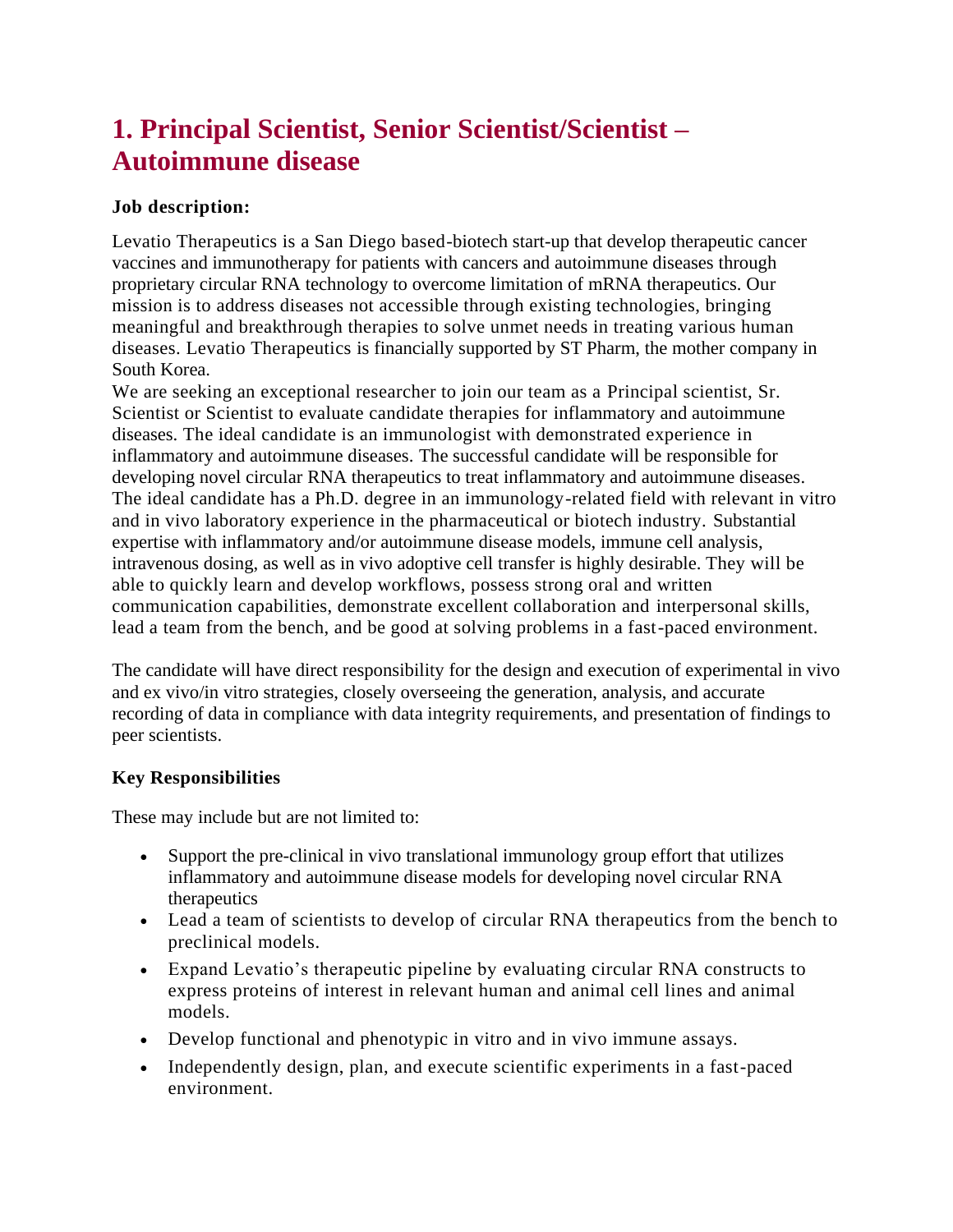# 1. Principal Scientist, Senior Scientist/Scientist – Autoimmune disease

**Job description:**

Levatio Therapeutics is a San Diego based-biotech start-up that develop therapeutic cancer vaccines and immunotherapy for patients with cancers and autoimmune diseases through proprietary circular RNA technology to overcome limitation of mRNA therapeutics. Our mission is to address diseases not accessible through existing technologies, bringing meaningful and breakthrough therapies to solve unmet needs in treating various human diseases. Levatio Therapeutics is financially supported by ST Pharm, the mother company in South Korea.

We are seeking an exceptional researcher to join our team as a Principal scientist, Sr. Scientist or Scientist to evaluate candidate therapies for inflammatory and autoimmune diseases. The ideal candidate is an immunologist with demonstrated experience in inflammatory and autoimmune diseases. The successful candidate will be responsible for developing novel circular RNA therapeutics to treat inflammatory and autoimmune diseases. The ideal candidate has a Ph.D. degree in an immunology-related field with relevant in vitro and in vivo laboratory experience in the pharmaceutical or biotech industry. Substantial expertise with inflammatory and/or autoimmune disease models, immune cell analysis, intravenous dosing, as well as in vivo adoptive cell transfer is highly desirable. They will be able to quickly learn and develop workflows, possess strong oral and written communication capabilities, demonstrate excellent collaboration and interpersonal skills, lead a team from the bench, and be good at solving problems in a fast-paced environment.

The candidate will have direct responsibility for the design and execution of experimental in vivo and ex vivo/in vitro strategies, closely overseeing the generation, analysis, and accurate recording of data in compliance with data integrity requirements, and presentation of findings to peer scientists.

**Key Responsibilities**

These may include but are not limited to:

- Support the pre-clinical in vivo translational immunology group effort that utilizes inflammatory and autoimmune disease models for developing novel circular RNA therapeutics
- Lead a team of scientists to develop of circular RNA therapeutics from the bench to preclinical models.
- Expand Levatio's therapeutic pipeline by evaluating circular RNA constructs to express proteins of interest in relevant human and animal cell lines and animal models.
- Develop functional and phenotypic in vitro and in vivo immune assays.
- Independently design, plan, and execute scientific experiments in a fast-paced environment.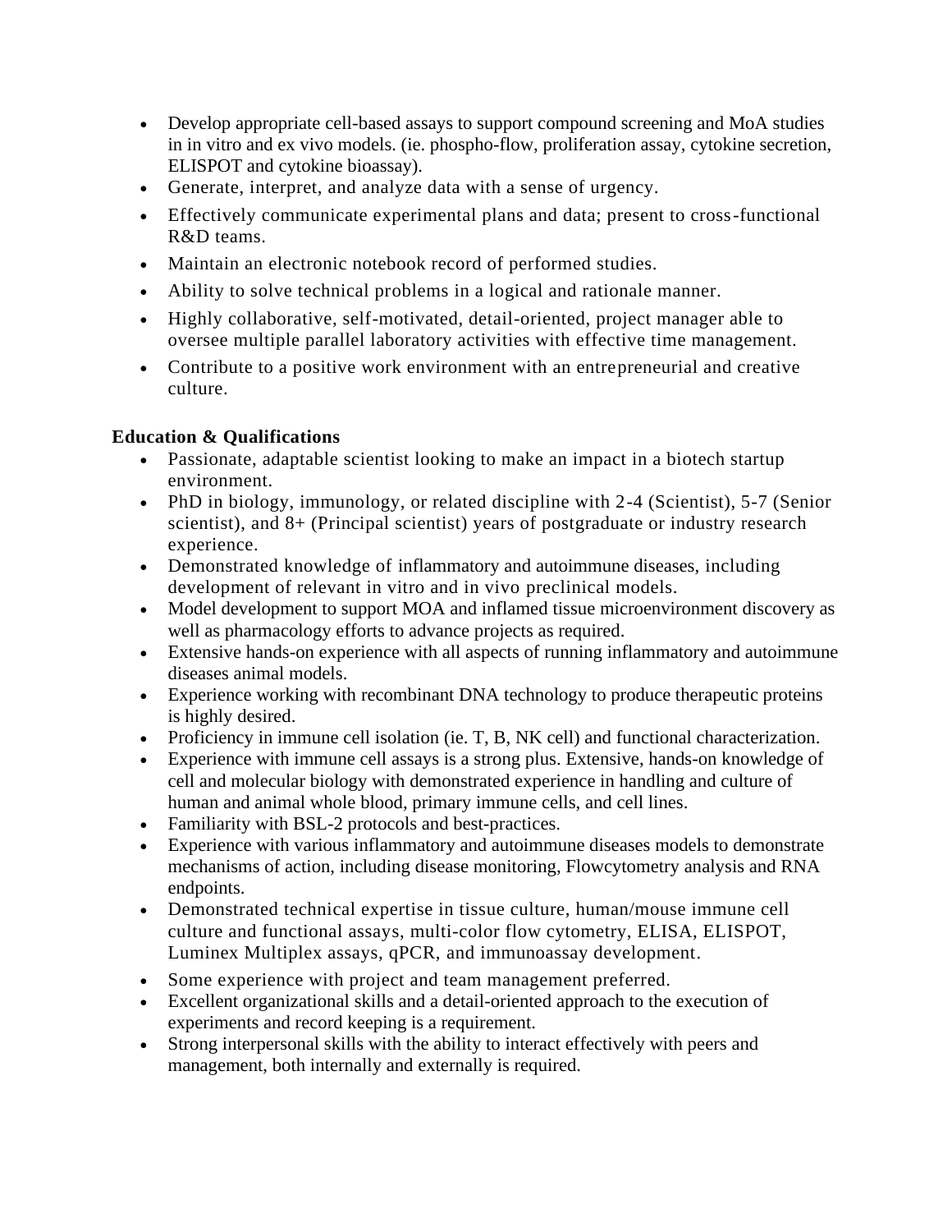- Develop appropriate cell-based assays to support compound screening and MoA studies in in vitro and ex vivo models. (ie. phospho-flow, proliferation assay, cytokine secretion, ELISPOT and cytokine bioassay).
- Generate, interpret, and analyze data with a sense of urgency.
- Effectively communicate experimental plans and data; present to cross-functional R&D teams.
- Maintain an electronic notebook record of performed studies.
- Ability to solve technical problems in a logical and rationale manner.
- Highly collaborative, self-motivated, detail-oriented, project manager able to oversee multiple parallel laboratory activities with effective time management.
- Contribute to a positive work environment with an entrepreneurial and creative culture.

**Education & Qualifications**

- Passionate, adaptable scientist looking to make an impact in a biotech startup environment.
- PhD in biology, immunology, or related discipline with 2-4 (Scientist), 5-7 (Senior scientist), and 8+ (Principal scientist) years of postgraduate or industry research experience.
- Demonstrated knowledge of inflammatory and autoimmune diseases, including development of relevant in vitro and in vivo preclinical models.
- Model development to support MOA and inflamed tissue microenvironment discovery as well as pharmacology efforts to advance projects as required.
- Extensive hands-on experience with all aspects of running inflammatory and autoimmune diseases animal models.
- Experience working with recombinant DNA technology to produce therapeutic proteins is highly desired.
- Proficiency in immune cell isolation (ie. T, B, NK cell) and functional characterization.
- Experience with immune cell assays is a strong plus. Extensive, hands-on knowledge of cell and molecular biology with demonstrated experience in handling and culture of human and animal whole blood, primary immune cells, and cell lines.
- Familiarity with BSL-2 protocols and best-practices.
- Experience with various inflammatory and autoimmune diseases models to demonstrate mechanisms of action, including disease monitoring, Flowcytometry analysis and RNA endpoints.
- Demonstrated technical expertise in tissue culture, human/mouse immune cell culture and functional assays, multi-color flow cytometry, ELISA, ELISPOT, Luminex Multiplex assays, qPCR, and immunoassay development.
- Some experience with project and team management preferred.
- Excellent organizational skills and a detail-oriented approach to the execution of experiments and record keeping is a requirement.
- Strong interpersonal skills with the ability to interact effectively with peers and management, both internally and externally is required.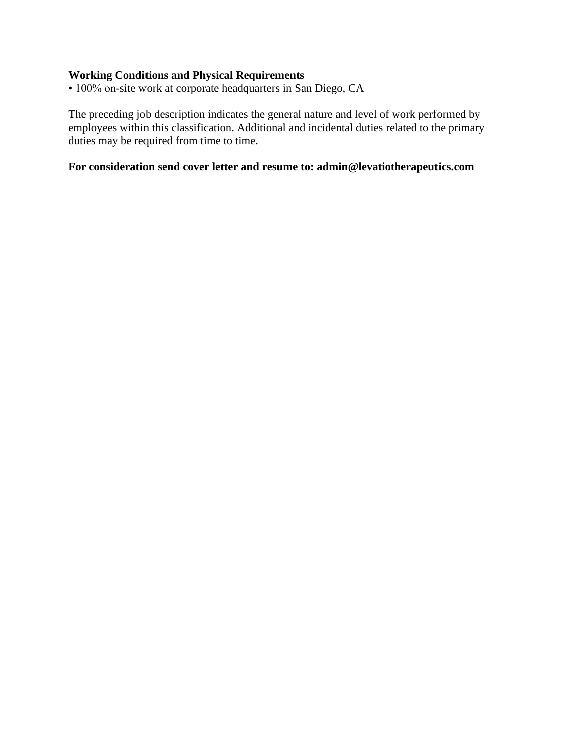**Working Conditions and Physical Requirements**

- 100% on-site work at corporate headquarters in San Diego, CA

The preceding job description indicates the general nature and level of work performed by employees within this classification. Additional and incidental duties related to the primary duties may be required from time to time.

**For consideration send cover letter and resume to: admin@levatiotherapeutics.com**